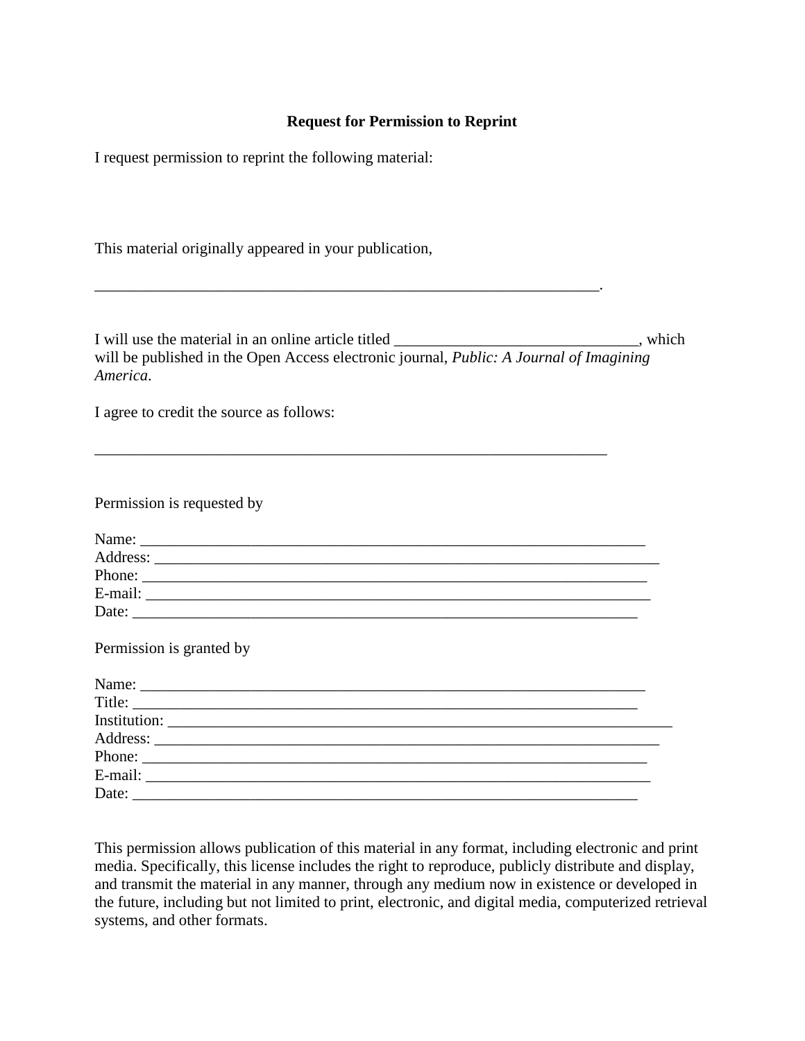**Request for Permission to Reprint**

I request permission to reprint the following material:

This material originally appeared in your publication,

____________________________________________________________________.

I will use the material in an online article titled _______________________________, which will be published in the Open Access electronic journal, *Public: A Journal of Imagining America*.

I agree to credit the source as follows:

____________________________________________________________________

Permission is requested by

Name: ____________________________________________________________________
Address: __________________________________________________________________
Phone: ___________________________________________________________________
E-mail: ___________________________________________________________________
Date: ____________________________________________________________________

Permission is granted by

Name: ____________________________________________________________________
Title: _____________________________________________________________________
Institution: ________________________________________________________________
Address: __________________________________________________________________
Phone: ___________________________________________________________________
E-mail: ___________________________________________________________________
Date: ____________________________________________________________________

This permission allows publication of this material in any format, including electronic and print media. Specifically, this license includes the right to reproduce, publicly distribute and display, and transmit the material in any manner, through any medium now in existence or developed in the future, including but not limited to print, electronic, and digital media, computerized retrieval systems, and other formats.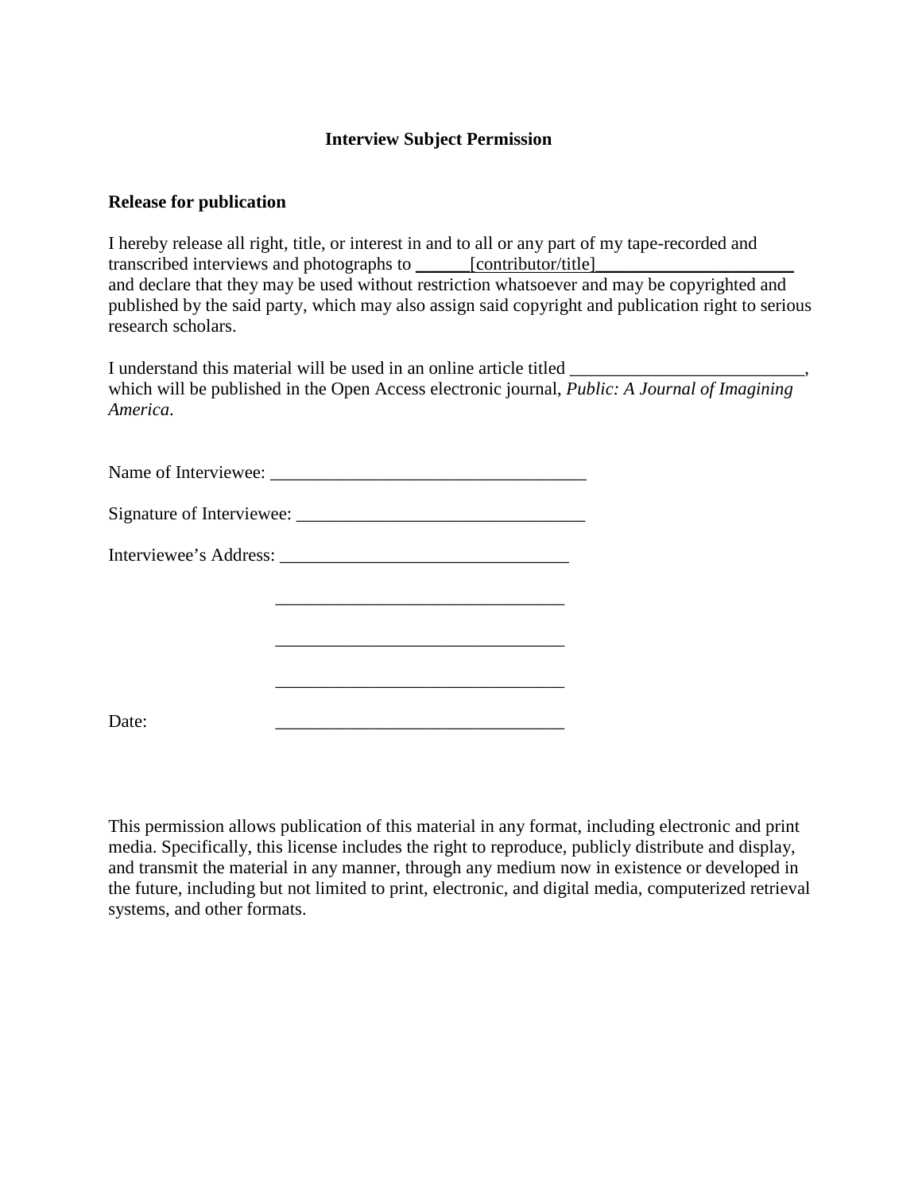**Interview Subject Permission**

**Release for publication**

I hereby release all right, title, or interest in and to all or any part of my tape-recorded and transcribed interviews and photographs to ______[contributor/title]______________________ and declare that they may be used without restriction whatsoever and may be copyrighted and published by the said party, which may also assign said copyright and publication right to serious research scholars.

I understand this material will be used in an online article titled __________________________, which will be published in the Open Access electronic journal, *Public: A Journal of Imagining America*.

Name of Interviewee: ___________________________________

Signature of Interviewee: ________________________________

Interviewee's Address: ________________________________

________________________________

________________________________

________________________________

Date: ________________________________

This permission allows publication of this material in any format, including electronic and print media. Specifically, this license includes the right to reproduce, publicly distribute and display, and transmit the material in any manner, through any medium now in existence or developed in the future, including but not limited to print, electronic, and digital media, computerized retrieval systems, and other formats.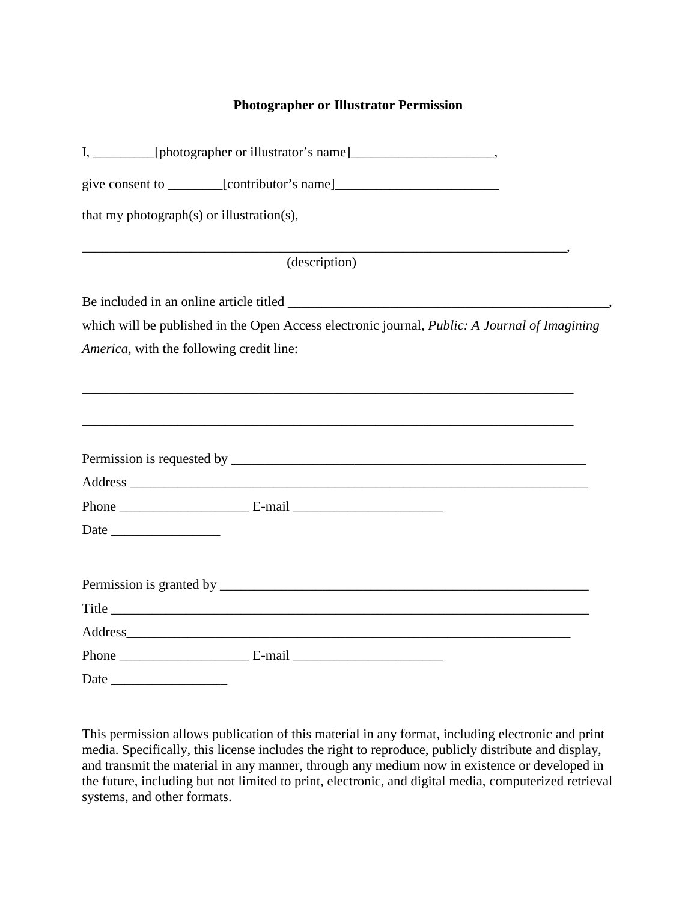**Photographer or Illustrator Permission**

I, _________[photographer or illustrator's name]_____________________,

give consent to ________[contributor's name]________________________

that my photograph(s) or illustration(s),

____________________________________________________________________________,
(description)

Be included in an online article titled _________________________________________________,
which will be published in the Open Access electronic journal, *Public: A Journal of Imagining America*, with the following credit line:

____________________________________________________________________________

____________________________________________________________________________

Permission is requested by ______________________________________________________

Address ______________________________________________________________________

Phone ___________________ E-mail ______________________

Date ________________

Permission is granted by ________________________________________________________

Title ___________________________________________________________________________

Address_______________________________________________________________________

Phone ___________________ E-mail ______________________

Date _________________

This permission allows publication of this material in any format, including electronic and print media. Specifically, this license includes the right to reproduce, publicly distribute and display, and transmit the material in any manner, through any medium now in existence or developed in the future, including but not limited to print, electronic, and digital media, computerized retrieval systems, and other formats.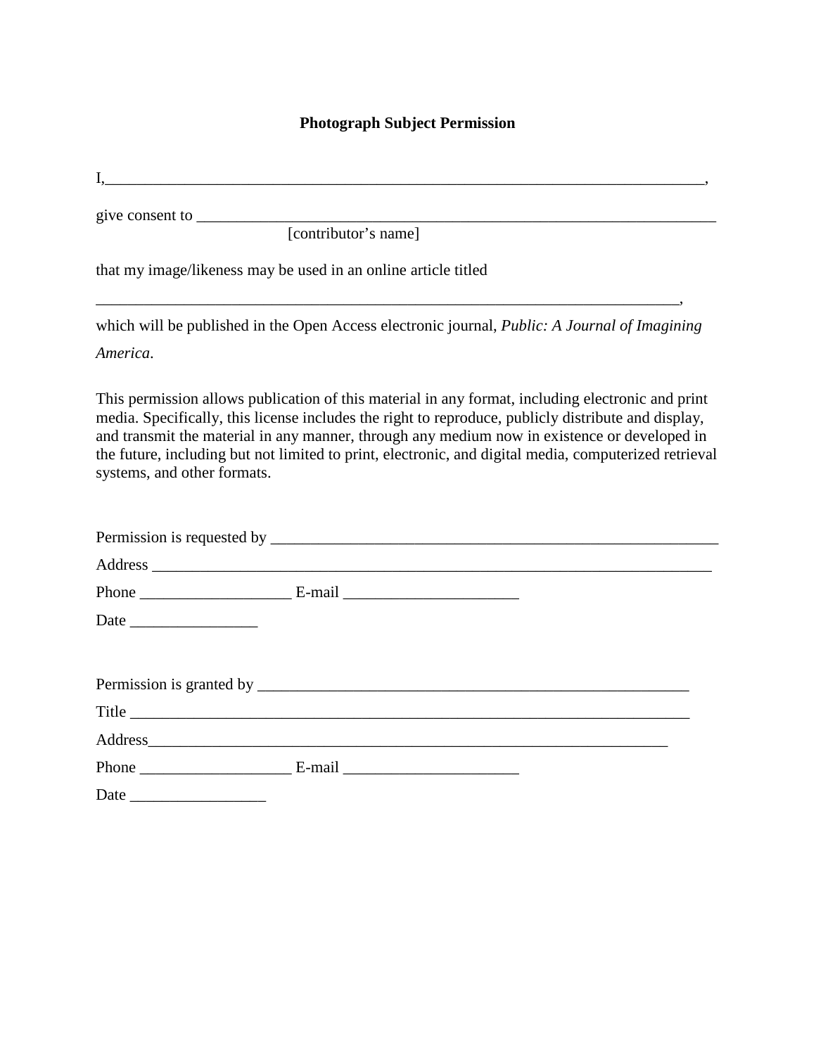**Photograph Subject Permission**

I,\_\_\_\_\_\_\_\_\_\_\_\_\_\_\_\_\_\_\_\_\_\_\_\_\_\_\_\_\_\_\_\_\_\_\_\_\_\_\_\_\_\_\_\_\_\_\_\_\_\_\_\_\_\_\_\_\_\_\_\_\_\_\_\_\_\_\_\_\_\_\_\_\_\_\_\_,

give consent to \_\_\_\_\_\_\_\_\_\_\_\_\_\_\_\_\_\_\_\_\_\_\_\_\_\_\_\_\_\_\_\_\_\_\_\_\_\_\_\_\_\_\_\_\_\_\_\_\_\_\_\_\_\_\_\_\_\_\_\_\_\_\_\_
[contributor's name]

that my image/likeness may be used in an online article titled

\_\_\_\_\_\_\_\_\_\_\_\_\_\_\_\_\_\_\_\_\_\_\_\_\_\_\_\_\_\_\_\_\_\_\_\_\_\_\_\_\_\_\_\_\_\_\_\_\_\_\_\_\_\_\_\_\_\_\_\_\_\_\_\_\_\_\_\_\_\_\_\_\_\_\_\_,

which will be published in the Open Access electronic journal, *Public: A Journal of Imagining America*.

This permission allows publication of this material in any format, including electronic and print media. Specifically, this license includes the right to reproduce, publicly distribute and display, and transmit the material in any manner, through any medium now in existence or developed in the future, including but not limited to print, electronic, and digital media, computerized retrieval systems, and other formats.

Permission is requested by \_\_\_\_\_\_\_\_\_\_\_\_\_\_\_\_\_\_\_\_\_\_\_\_\_\_\_\_\_\_\_\_\_\_\_\_\_\_\_\_\_\_\_\_\_\_\_\_\_\_\_\_\_\_\_\_

Address \_\_\_\_\_\_\_\_\_\_\_\_\_\_\_\_\_\_\_\_\_\_\_\_\_\_\_\_\_\_\_\_\_\_\_\_\_\_\_\_\_\_\_\_\_\_\_\_\_\_\_\_\_\_\_\_\_\_\_\_\_\_\_\_\_\_\_\_\_

Phone \_\_\_\_\_\_\_\_\_\_\_\_\_\_\_\_\_\_\_ E-mail \_\_\_\_\_\_\_\_\_\_\_\_\_\_\_\_\_\_\_\_\_\_

Date \_\_\_\_\_\_\_\_\_\_\_\_\_\_\_\_

Permission is granted by \_\_\_\_\_\_\_\_\_\_\_\_\_\_\_\_\_\_\_\_\_\_\_\_\_\_\_\_\_\_\_\_\_\_\_\_\_\_\_\_\_\_\_\_\_\_\_\_\_\_\_\_\_

Title \_\_\_\_\_\_\_\_\_\_\_\_\_\_\_\_\_\_\_\_\_\_\_\_\_\_\_\_\_\_\_\_\_\_\_\_\_\_\_\_\_\_\_\_\_\_\_\_\_\_\_\_\_\_\_\_\_\_\_\_\_\_\_\_\_\_\_\_\_\_\_

Address\_\_\_\_\_\_\_\_\_\_\_\_\_\_\_\_\_\_\_\_\_\_\_\_\_\_\_\_\_\_\_\_\_\_\_\_\_\_\_\_\_\_\_\_\_\_\_\_\_\_\_\_\_\_\_\_\_\_\_\_\_\_\_\_\_

Phone \_\_\_\_\_\_\_\_\_\_\_\_\_\_\_\_\_\_\_ E-mail \_\_\_\_\_\_\_\_\_\_\_\_\_\_\_\_\_\_\_\_\_\_

Date \_\_\_\_\_\_\_\_\_\_\_\_\_\_\_\_\_